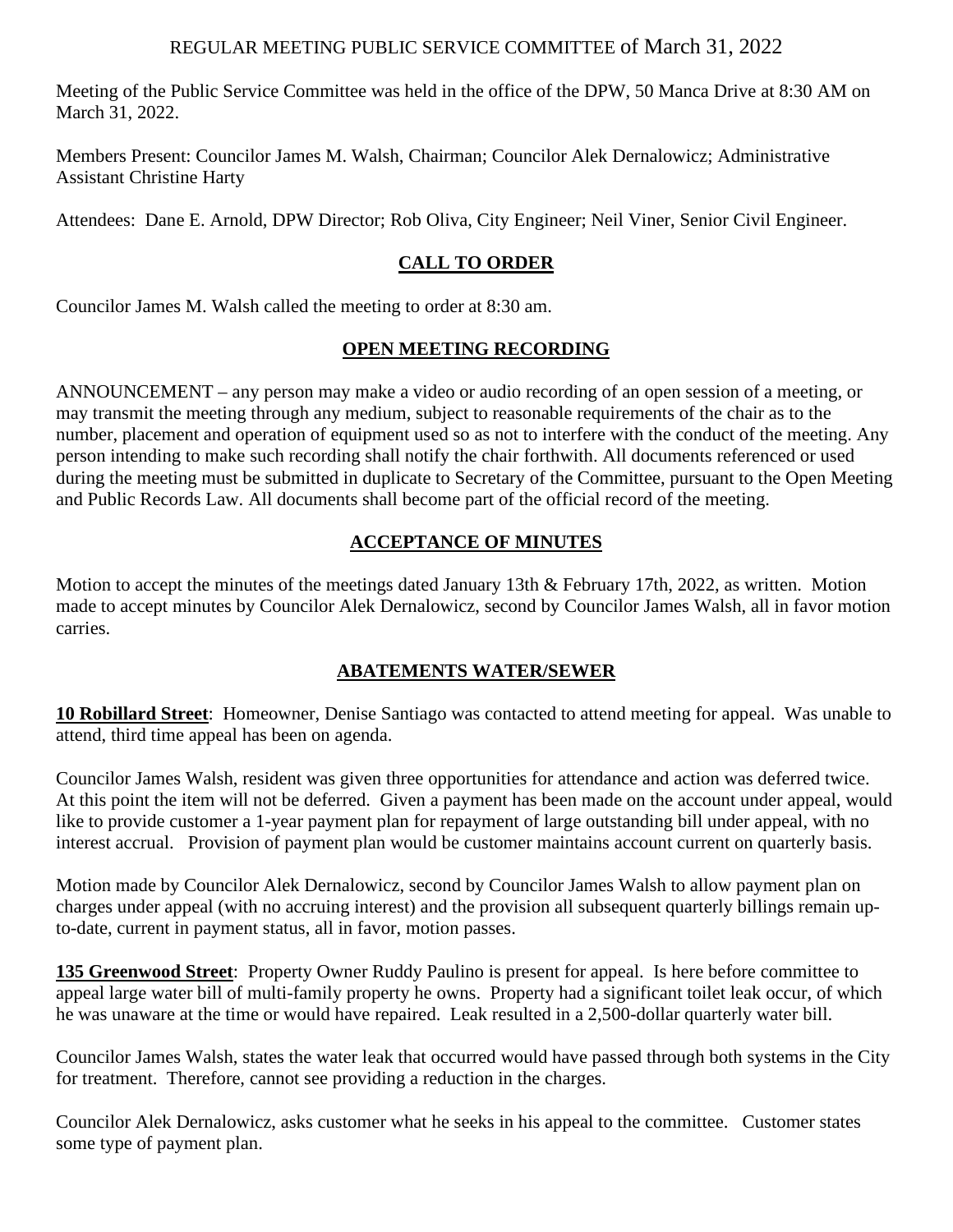# REGULAR MEETING PUBLIC SERVICE COMMITTEE of March 31, 2022

Meeting of the Public Service Committee was held in the office of the DPW, 50 Manca Drive at 8:30 AM on March 31, 2022.

Members Present: Councilor James M. Walsh, Chairman; Councilor Alek Dernalowicz; Administrative Assistant Christine Harty

Attendees: Dane E. Arnold, DPW Director; Rob Oliva, City Engineer; Neil Viner, Senior Civil Engineer.

## CALL TO ORDER

Councilor James M. Walsh called the meeting to order at 8:30 am.

## OPEN MEETING RECORDING

ANNOUNCEMENT – any person may make a video or audio recording of an open session of a meeting, or may transmit the meeting through any medium, subject to reasonable requirements of the chair as to the number, placement and operation of equipment used so as not to interfere with the conduct of the meeting. Any person intending to make such recording shall notify the chair forthwith. All documents referenced or used during the meeting must be submitted in duplicate to Secretary of the Committee, pursuant to the Open Meeting and Public Records Law. All documents shall become part of the official record of the meeting.

## ACCEPTANCE OF MINUTES

Motion to accept the minutes of the meetings dated January 13th & February 17th, 2022, as written. Motion made to accept minutes by Councilor Alek Dernalowicz, second by Councilor James Walsh, all in favor motion carries.

## ABATEMENTS WATER/SEWER

**10 Robillard Street**: Homeowner, Denise Santiago was contacted to attend meeting for appeal. Was unable to attend, third time appeal has been on agenda.

Councilor James Walsh, resident was given three opportunities for attendance and action was deferred twice. At this point the item will not be deferred. Given a payment has been made on the account under appeal, would like to provide customer a 1-year payment plan for repayment of large outstanding bill under appeal, with no interest accrual. Provision of payment plan would be customer maintains account current on quarterly basis.

Motion made by Councilor Alek Dernalowicz, second by Councilor James Walsh to allow payment plan on charges under appeal (with no accruing interest) and the provision all subsequent quarterly billings remain up-to-date, current in payment status, all in favor, motion passes.

**135 Greenwood Street**: Property Owner Ruddy Paulino is present for appeal. Is here before committee to appeal large water bill of multi-family property he owns. Property had a significant toilet leak occur, of which he was unaware at the time or would have repaired. Leak resulted in a 2,500-dollar quarterly water bill.

Councilor James Walsh, states the water leak that occurred would have passed through both systems in the City for treatment. Therefore, cannot see providing a reduction in the charges.

Councilor Alek Dernalowicz, asks customer what he seeks in his appeal to the committee. Customer states some type of payment plan.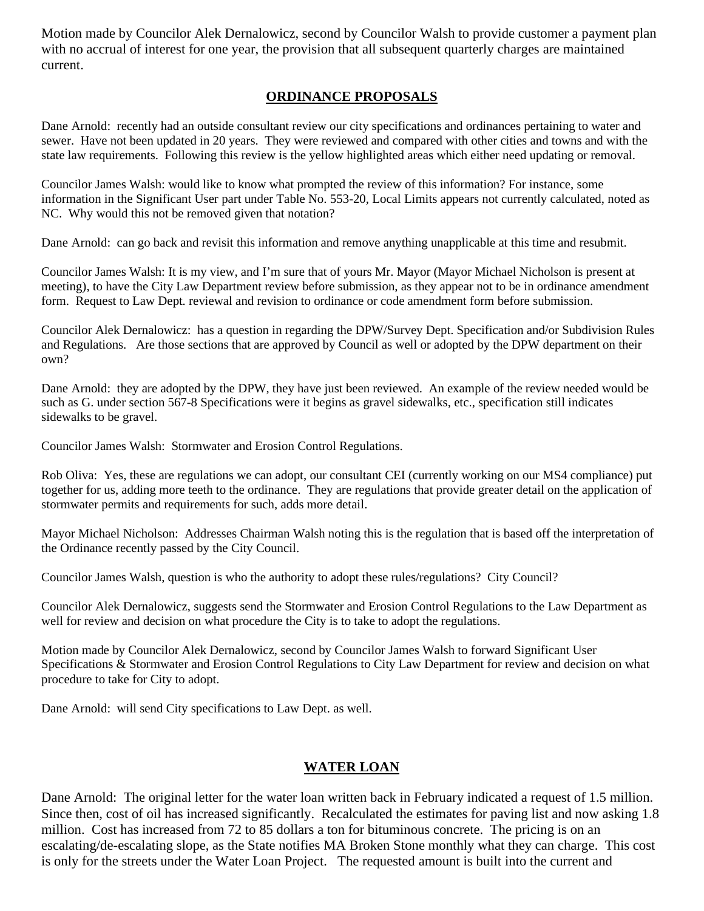Motion made by Councilor Alek Dernalowicz, second by Councilor Walsh to provide customer a payment plan with no accrual of interest for one year, the provision that all subsequent quarterly charges are maintained current.

## ORDINANCE PROPOSALS

Dane Arnold: recently had an outside consultant review our city specifications and ordinances pertaining to water and sewer. Have not been updated in 20 years. They were reviewed and compared with other cities and towns and with the state law requirements. Following this review is the yellow highlighted areas which either need updating or removal.

Councilor James Walsh: would like to know what prompted the review of this information? For instance, some information in the Significant User part under Table No. 553-20, Local Limits appears not currently calculated, noted as NC. Why would this not be removed given that notation?

Dane Arnold: can go back and revisit this information and remove anything unapplicable at this time and resubmit.

Councilor James Walsh: It is my view, and I'm sure that of yours Mr. Mayor (Mayor Michael Nicholson is present at meeting), to have the City Law Department review before submission, as they appear not to be in ordinance amendment form. Request to Law Dept. reviewal and revision to ordinance or code amendment form before submission.

Councilor Alek Dernalowicz: has a question in regarding the DPW/Survey Dept. Specification and/or Subdivision Rules and Regulations. Are those sections that are approved by Council as well or adopted by the DPW department on their own?

Dane Arnold: they are adopted by the DPW, they have just been reviewed. An example of the review needed would be such as G. under section 567-8 Specifications were it begins as gravel sidewalks, etc., specification still indicates sidewalks to be gravel.

Councilor James Walsh: Stormwater and Erosion Control Regulations.

Rob Oliva: Yes, these are regulations we can adopt, our consultant CEI (currently working on our MS4 compliance) put together for us, adding more teeth to the ordinance. They are regulations that provide greater detail on the application of stormwater permits and requirements for such, adds more detail.

Mayor Michael Nicholson: Addresses Chairman Walsh noting this is the regulation that is based off the interpretation of the Ordinance recently passed by the City Council.

Councilor James Walsh, question is who the authority to adopt these rules/regulations? City Council?

Councilor Alek Dernalowicz, suggests send the Stormwater and Erosion Control Regulations to the Law Department as well for review and decision on what procedure the City is to take to adopt the regulations.

Motion made by Councilor Alek Dernalowicz, second by Councilor James Walsh to forward Significant User Specifications & Stormwater and Erosion Control Regulations to City Law Department for review and decision on what procedure to take for City to adopt.

Dane Arnold: will send City specifications to Law Dept. as well.

## WATER LOAN

Dane Arnold: The original letter for the water loan written back in February indicated a request of 1.5 million. Since then, cost of oil has increased significantly. Recalculated the estimates for paving list and now asking 1.8 million. Cost has increased from 72 to 85 dollars a ton for bituminous concrete. The pricing is on an escalating/de-escalating slope, as the State notifies MA Broken Stone monthly what they can charge. This cost is only for the streets under the Water Loan Project. The requested amount is built into the current and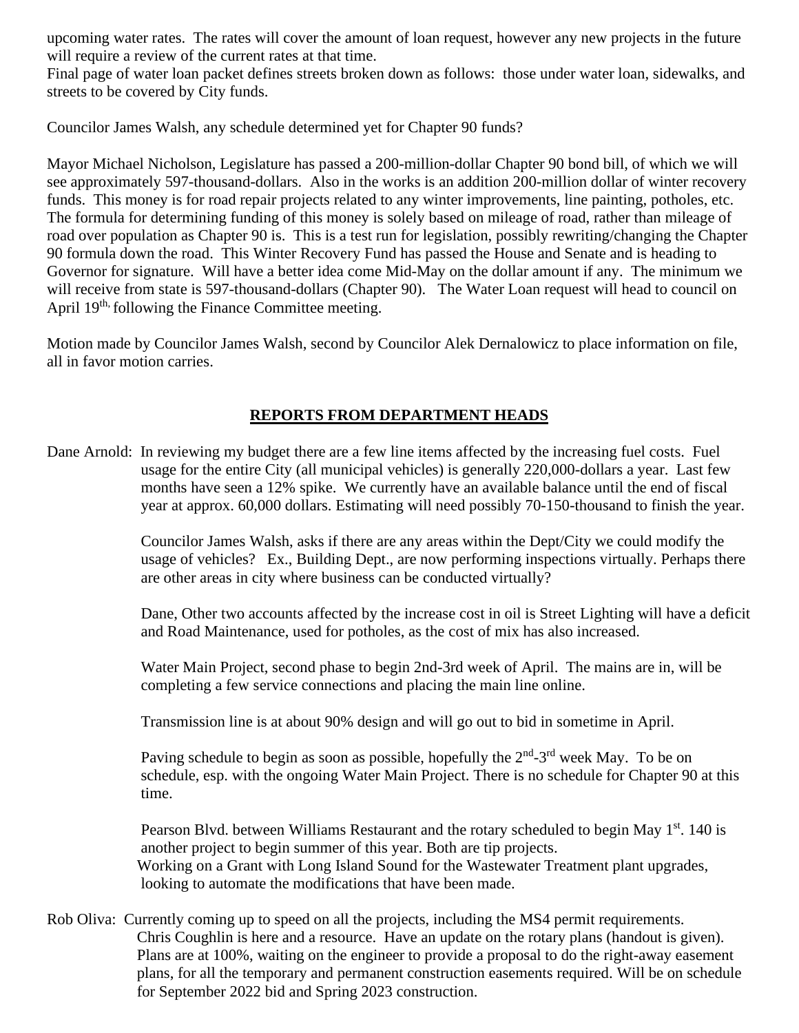upcoming water rates. The rates will cover the amount of loan request, however any new projects in the future will require a review of the current rates at that time.
Final page of water loan packet defines streets broken down as follows: those under water loan, sidewalks, and streets to be covered by City funds.

Councilor James Walsh, any schedule determined yet for Chapter 90 funds?

Mayor Michael Nicholson, Legislature has passed a 200-million-dollar Chapter 90 bond bill, of which we will see approximately 597-thousand-dollars. Also in the works is an addition 200-million dollar of winter recovery funds. This money is for road repair projects related to any winter improvements, line painting, potholes, etc. The formula for determining funding of this money is solely based on mileage of road, rather than mileage of road over population as Chapter 90 is. This is a test run for legislation, possibly rewriting/changing the Chapter 90 formula down the road. This Winter Recovery Fund has passed the House and Senate and is heading to Governor for signature. Will have a better idea come Mid-May on the dollar amount if any. The minimum we will receive from state is 597-thousand-dollars (Chapter 90). The Water Loan request will head to council on April 19th, following the Finance Committee meeting.

Motion made by Councilor James Walsh, second by Councilor Alek Dernalowicz to place information on file, all in favor motion carries.

## REPORTS FROM DEPARTMENT HEADS

Dane Arnold: In reviewing my budget there are a few line items affected by the increasing fuel costs. Fuel usage for the entire City (all municipal vehicles) is generally 220,000-dollars a year. Last few months have seen a 12% spike. We currently have an available balance until the end of fiscal year at approx. 60,000 dollars. Estimating will need possibly 70-150-thousand to finish the year.

Councilor James Walsh, asks if there are any areas within the Dept/City we could modify the usage of vehicles? Ex., Building Dept., are now performing inspections virtually. Perhaps there are other areas in city where business can be conducted virtually?

Dane, Other two accounts affected by the increase cost in oil is Street Lighting will have a deficit and Road Maintenance, used for potholes, as the cost of mix has also increased.

Water Main Project, second phase to begin 2nd-3rd week of April. The mains are in, will be completing a few service connections and placing the main line online.

Transmission line is at about 90% design and will go out to bid in sometime in April.

Paving schedule to begin as soon as possible, hopefully the 2nd-3rd week May. To be on schedule, esp. with the ongoing Water Main Project. There is no schedule for Chapter 90 at this time.

Pearson Blvd. between Williams Restaurant and the rotary scheduled to begin May 1st. 140 is another project to begin summer of this year. Both are tip projects.
Working on a Grant with Long Island Sound for the Wastewater Treatment plant upgrades, looking to automate the modifications that have been made.

Rob Oliva: Currently coming up to speed on all the projects, including the MS4 permit requirements. Chris Coughlin is here and a resource. Have an update on the rotary plans (handout is given). Plans are at 100%, waiting on the engineer to provide a proposal to do the right-away easement plans, for all the temporary and permanent construction easements required. Will be on schedule for September 2022 bid and Spring 2023 construction.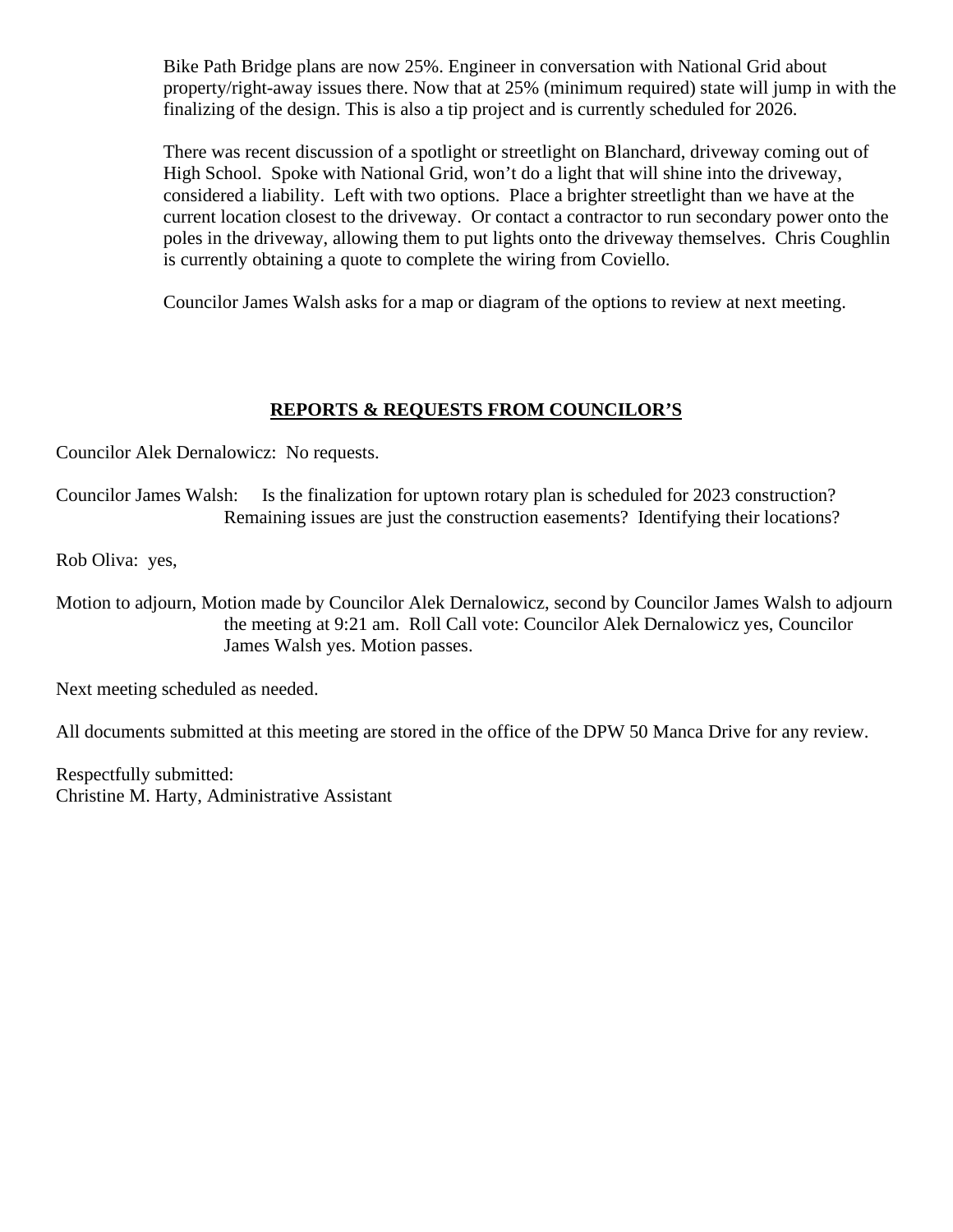Bike Path Bridge plans are now 25%. Engineer in conversation with National Grid about property/right-away issues there. Now that at 25% (minimum required) state will jump in with the finalizing of the design. This is also a tip project and is currently scheduled for 2026.

There was recent discussion of a spotlight or streetlight on Blanchard, driveway coming out of High School. Spoke with National Grid, won't do a light that will shine into the driveway, considered a liability. Left with two options. Place a brighter streetlight than we have at the current location closest to the driveway. Or contact a contractor to run secondary power onto the poles in the driveway, allowing them to put lights onto the driveway themselves. Chris Coughlin is currently obtaining a quote to complete the wiring from Coviello.

Councilor James Walsh asks for a map or diagram of the options to review at next meeting.

## REPORTS & REQUESTS FROM COUNCILOR'S

Councilor Alek Dernalowicz: No requests.

Councilor James Walsh: Is the finalization for uptown rotary plan is scheduled for 2023 construction? Remaining issues are just the construction easements? Identifying their locations?

Rob Oliva: yes,

Motion to adjourn, Motion made by Councilor Alek Dernalowicz, second by Councilor James Walsh to adjourn the meeting at 9:21 am. Roll Call vote: Councilor Alek Dernalowicz yes, Councilor James Walsh yes. Motion passes.

Next meeting scheduled as needed.

All documents submitted at this meeting are stored in the office of the DPW 50 Manca Drive for any review.

Respectfully submitted:
Christine M. Harty, Administrative Assistant